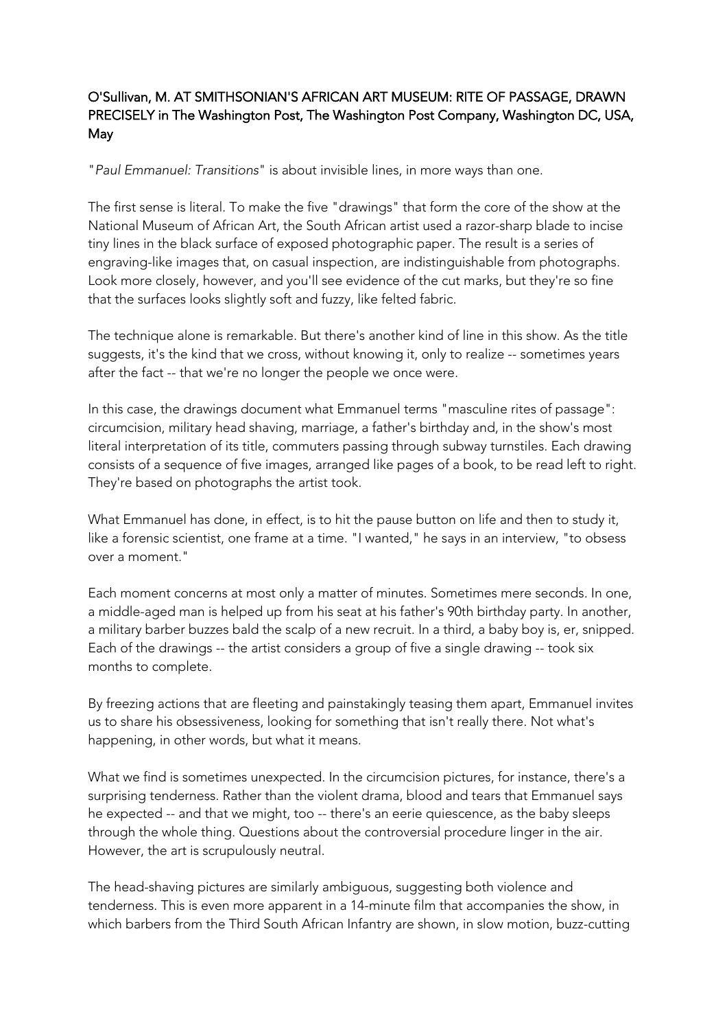O'Sullivan, M. AT SMITHSONIAN'S AFRICAN ART MUSEUM: RITE OF PASSAGE, DRAWN PRECISELY in The Washington Post, The Washington Post Company, Washington DC, USA, May

"*Paul Emmanuel: Transitions*" is about invisible lines, in more ways than one.

The first sense is literal. To make the five "drawings" that form the core of the show at the National Museum of African Art, the South African artist used a razor-sharp blade to incise tiny lines in the black surface of exposed photographic paper. The result is a series of engraving-like images that, on casual inspection, are indistinguishable from photographs. Look more closely, however, and you'll see evidence of the cut marks, but they're so fine that the surfaces looks slightly soft and fuzzy, like felted fabric.

The technique alone is remarkable. But there's another kind of line in this show. As the title suggests, it's the kind that we cross, without knowing it, only to realize -- sometimes years after the fact -- that we're no longer the people we once were.

In this case, the drawings document what Emmanuel terms "masculine rites of passage": circumcision, military head shaving, marriage, a father's birthday and, in the show's most literal interpretation of its title, commuters passing through subway turnstiles. Each drawing consists of a sequence of five images, arranged like pages of a book, to be read left to right. They're based on photographs the artist took.

What Emmanuel has done, in effect, is to hit the pause button on life and then to study it, like a forensic scientist, one frame at a time. "I wanted," he says in an interview, "to obsess over a moment."

Each moment concerns at most only a matter of minutes. Sometimes mere seconds. In one, a middle-aged man is helped up from his seat at his father's 90th birthday party. In another, a military barber buzzes bald the scalp of a new recruit. In a third, a baby boy is, er, snipped. Each of the drawings -- the artist considers a group of five a single drawing -- took six months to complete.

By freezing actions that are fleeting and painstakingly teasing them apart, Emmanuel invites us to share his obsessiveness, looking for something that isn't really there. Not what's happening, in other words, but what it means.

What we find is sometimes unexpected. In the circumcision pictures, for instance, there's a surprising tenderness. Rather than the violent drama, blood and tears that Emmanuel says he expected -- and that we might, too -- there's an eerie quiescence, as the baby sleeps through the whole thing. Questions about the controversial procedure linger in the air. However, the art is scrupulously neutral.

The head-shaving pictures are similarly ambiguous, suggesting both violence and tenderness. This is even more apparent in a 14-minute film that accompanies the show, in which barbers from the Third South African Infantry are shown, in slow motion, buzz-cutting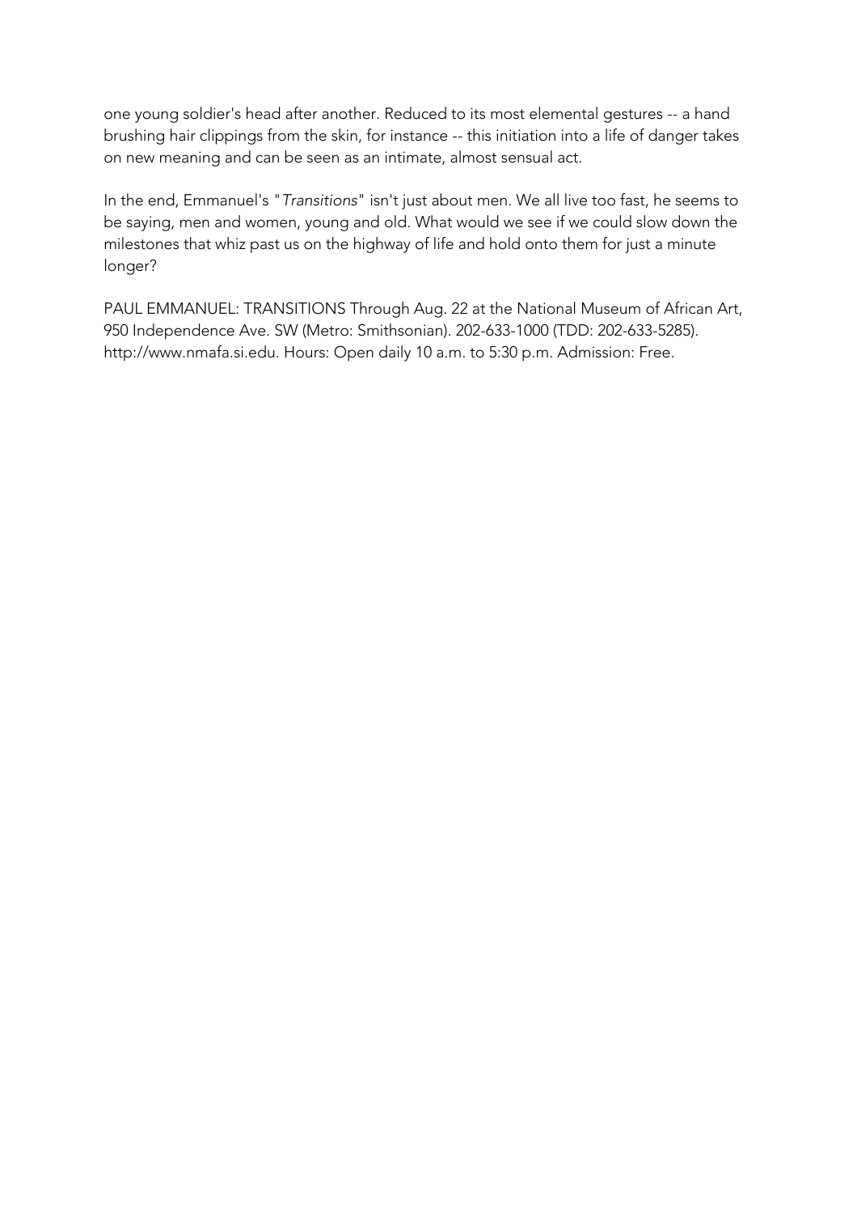one young soldier's head after another. Reduced to its most elemental gestures -- a hand brushing hair clippings from the skin, for instance -- this initiation into a life of danger takes on new meaning and can be seen as an intimate, almost sensual act.

In the end, Emmanuel's "*Transitions*" isn't just about men. We all live too fast, he seems to be saying, men and women, young and old. What would we see if we could slow down the milestones that whiz past us on the highway of life and hold onto them for just a minute longer?

PAUL EMMANUEL: TRANSITIONS Through Aug. 22 at the National Museum of African Art, 950 Independence Ave. SW (Metro: Smithsonian). 202-633-1000 (TDD: 202-633-5285). http://www.nmafa.si.edu. Hours: Open daily 10 a.m. to 5:30 p.m. Admission: Free.